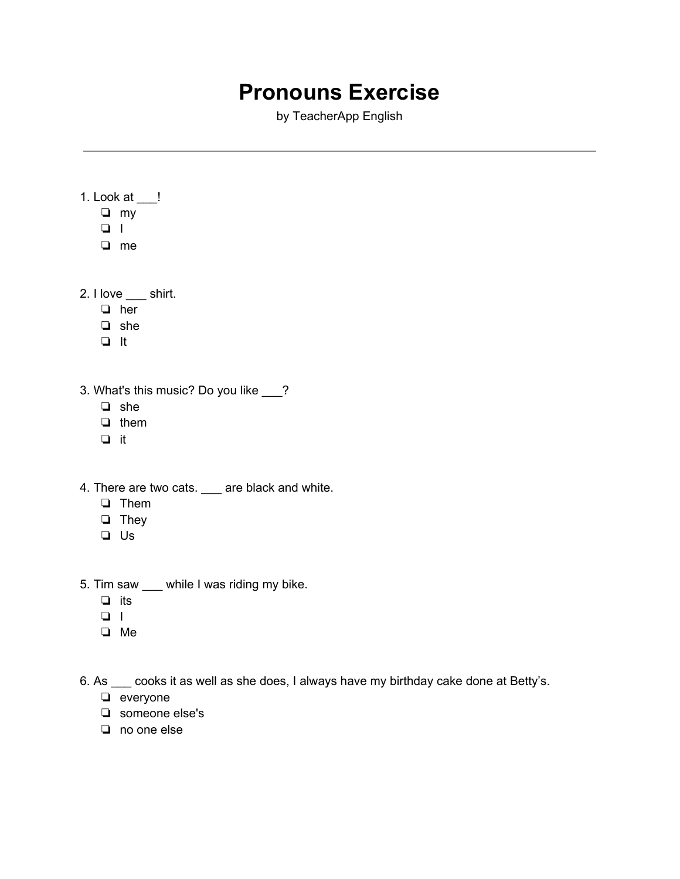# Pronouns Exercise

by TeacherApp English

---

1. Look at ___!
   - ❏ my
   - ❏ I
   - ❏ me

2. I love ___ shirt.
   - ❏ her
   - ❏ she
   - ❏ It

3. What's this music? Do you like ___?
   - ❏ she
   - ❏ them
   - ❏ it

4. There are two cats. ___ are black and white.
   - ❏ Them
   - ❏ They
   - ❏ Us

5. Tim saw ___ while I was riding my bike.
   - ❏ its
   - ❏ I
   - ❏ Me

6. As ___ cooks it as well as she does, I always have my birthday cake done at Betty's.
   - ❏ everyone
   - ❏ someone else's
   - ❏ no one else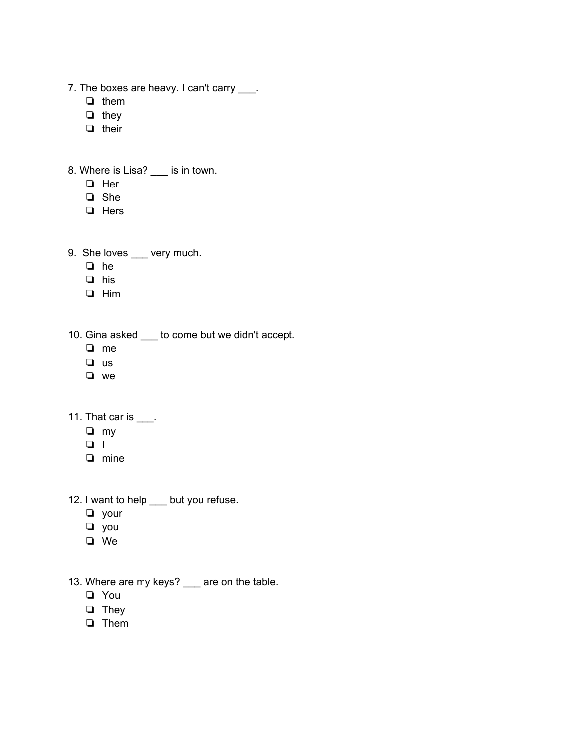7. The boxes are heavy. I can't carry ___.
- ❏ them
- ❏ they
- ❏ their

8. Where is Lisa? ___ is in town.
- ❏ Her
- ❏ She
- ❏ Hers

9. She loves ___ very much.
- ❏ he
- ❏ his
- ❏ Him

10. Gina asked ___ to come but we didn't accept.
- ❏ me
- ❏ us
- ❏ we

11. That car is ___.
- ❏ my
- ❏ I
- ❏ mine

12. I want to help ___ but you refuse.
- ❏ your
- ❏ you
- ❏ We

13. Where are my keys? ___ are on the table.
- ❏ You
- ❏ They
- ❏ Them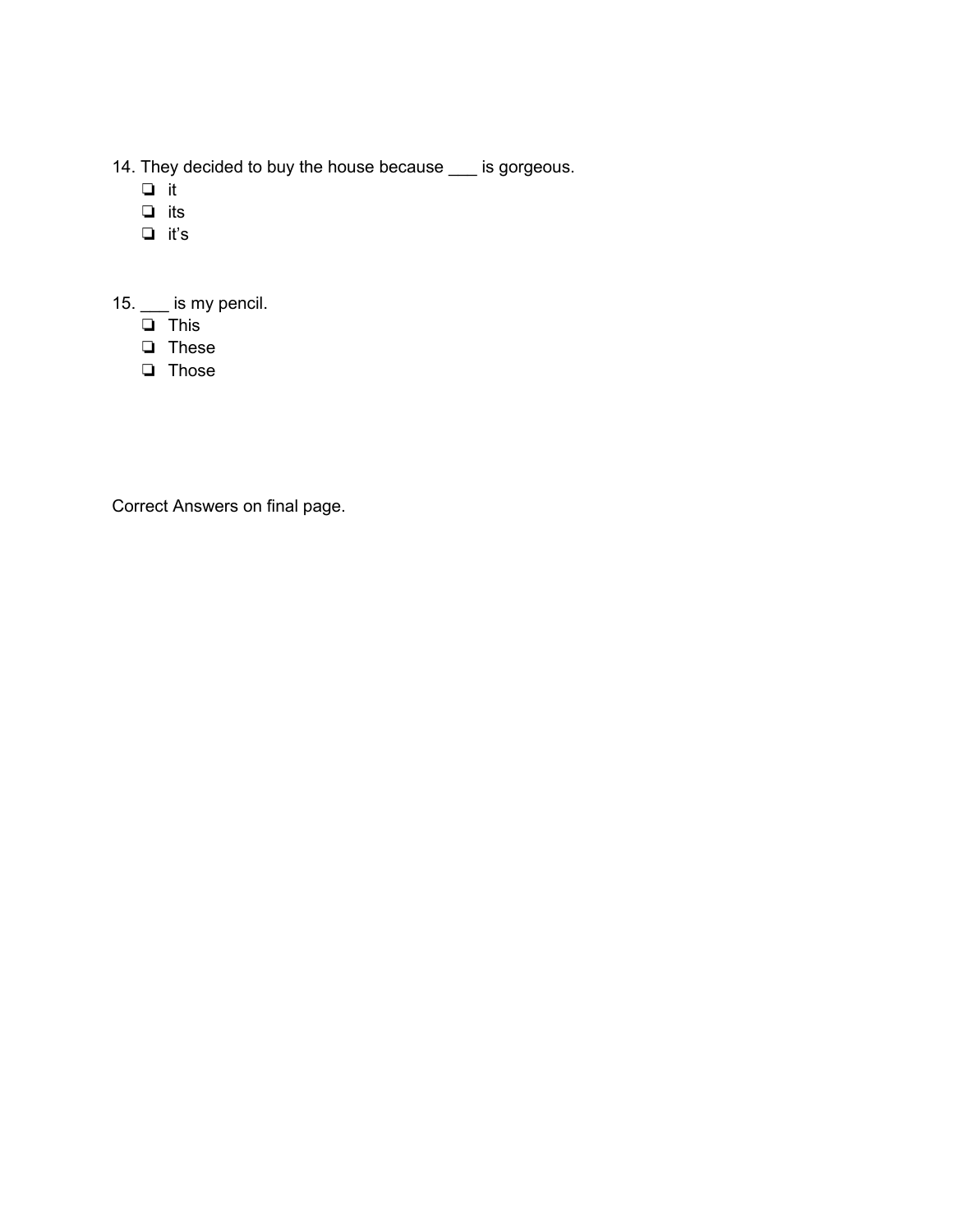14. They decided to buy the house because ___ is gorgeous.
    - ❏ it
    - ❏ its
    - ❏ it’s

15. ___ is my pencil.
    - ❏ This
    - ❏ These
    - ❏ Those

Correct Answers on final page.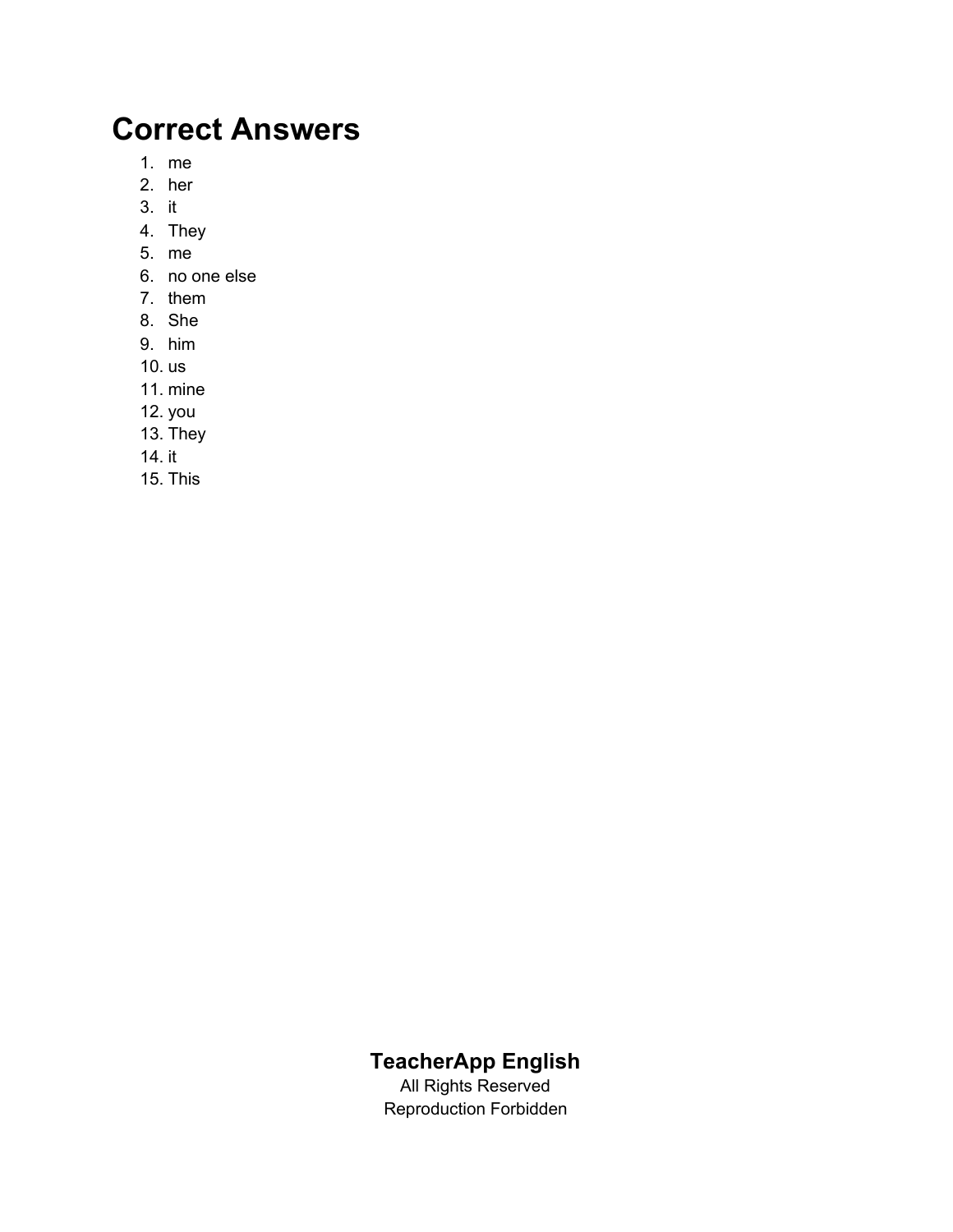# Correct Answers

1. me
2. her
3. it
4. They
5. me
6. no one else
7. them
8. She
9. him
10. us
11. mine
12. you
13. They
14. it
15. This

**TeacherApp English**
All Rights Reserved
Reproduction Forbidden